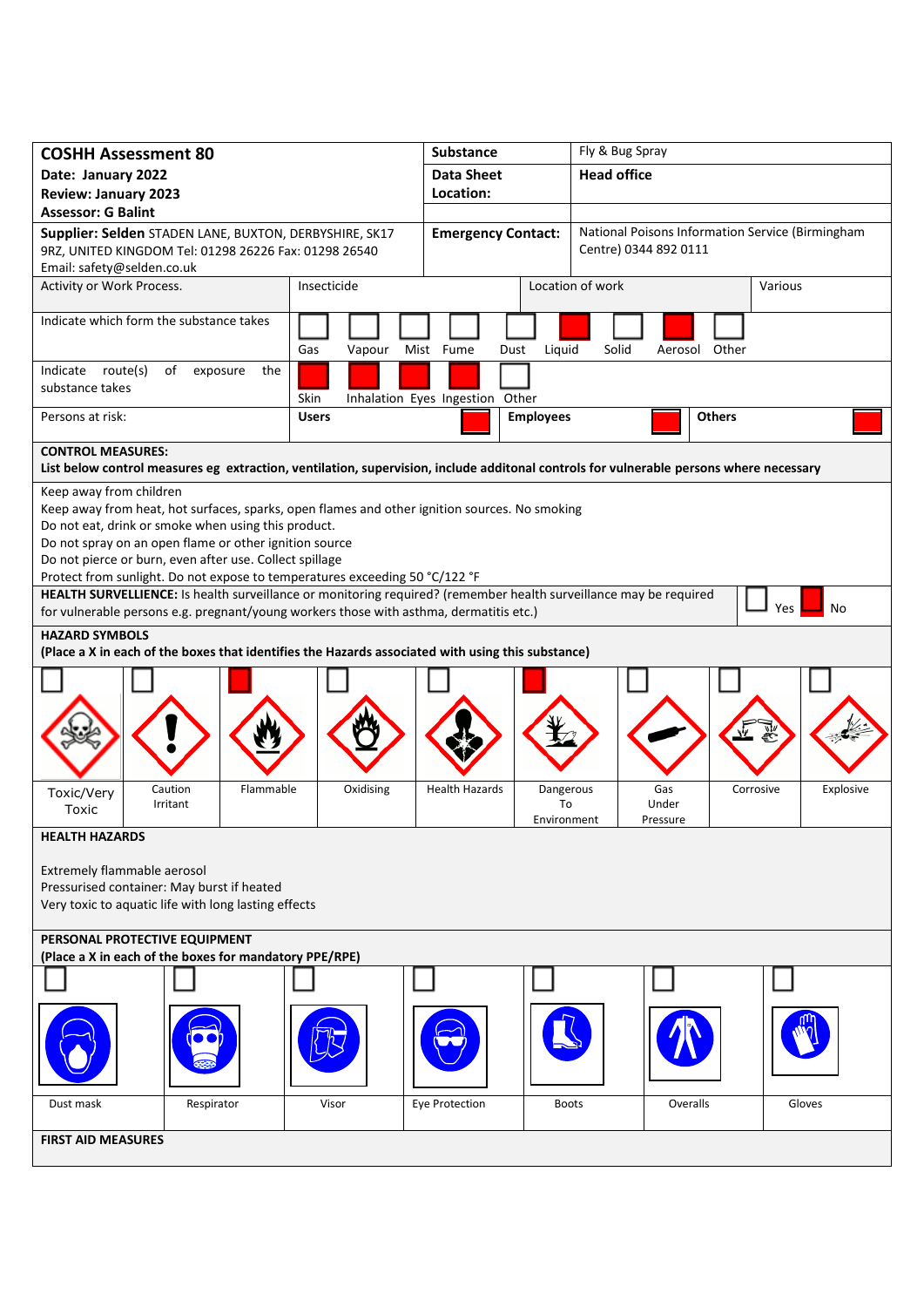| **COSHH Assessment 80** | | **Substance** | Fly & Bug Spray |
|---|---|---|---|
| **Date: January 2022** | | **Data Sheet** | **Head office** |
| **Review: January 2023** | | **Location:** | |
| **Assessor: G Balint** | | | |
| **Supplier: Selden** STADEN LANE, BUXTON, DERBYSHIRE, SK17 9RZ, UNITED KINGDOM Tel: 01298 26226 Fax: 01298 26540 Email: safety@selden.co.uk | | **Emergency Contact:** | National Poisons Information Service (Birmingham Centre) 0344 892 0111 |

| Activity or Work Process. | Insecticide | Location of work | Various |
|---|---|---|---|

**Indicate which form the substance takes**

| Gas | Vapour | Mist | Fume | Dust | Liquid | Solid | Aerosol | Other |
|---|---|---|---|---|---|---|---|---|
| | | | | | X | | X | |

**Indicate route(s) of exposure the substance takes**

| Skin | Inhalation | Eyes | Ingestion | Other |
|---|---|---|---|---|
| X | X | X | X | |

**Persons at risk:**

| Users | Employees | Others |
|---|---|---|
| X | X | X |

**CONTROL MEASURES:**
**List below control measures eg extraction, ventilation, supervision, include additonal controls for vulnerable persons where necessary**

Keep away from children
Keep away from heat, hot surfaces, sparks, open flames and other ignition sources. No smoking
Do not eat, drink or smoke when using this product.
Do not spray on an open flame or other ignition source
Do not pierce or burn, even after use. Collect spillage
Protect from sunlight. Do not expose to temperatures exceeding 50 °C/122 °F

**HEALTH SURVELLIENCE:** Is health surveillance or monitoring required? (remember health surveillance may be required for vulnerable persons e.g. pregnant/young workers those with asthma, dermatitis etc.)

| Yes | No |
|---|---|
| | X |

**HAZARD SYMBOLS**
**(Place a X in each of the boxes that identifies the Hazards associated with using this substance)**

| Toxic/Very Toxic | Caution Irritant | Flammable | Oxidising | Health Hazards | Dangerous To Environment | Gas Under Pressure | Corrosive | Explosive |
|---|---|---|---|---|---|---|---|---|
| | | X | | | X | | | |

**HEALTH HAZARDS**

Extremely flammable aerosol
Pressurised container: May burst if heated
Very toxic to aquatic life with long lasting effects

**PERSONAL PROTECTIVE EQUIPMENT**
**(Place a X in each of the boxes for mandatory PPE/RPE)**

| Dust mask | Respirator | Visor | Eye Protection | Boots | Overalls | Gloves |
|---|---|---|---|---|---|---|
| | | | | | | |

**FIRST AID MEASURES**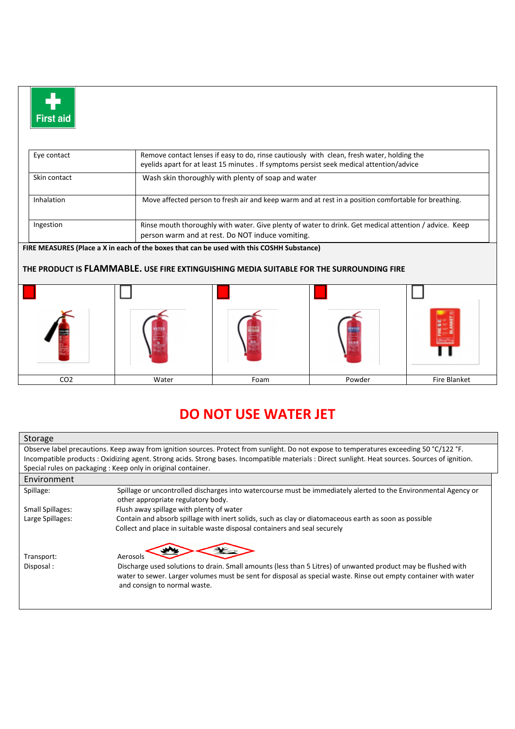**First aid**

| | |
|---|---|
| Eye contact | Remove contact lenses if easy to do, rinse cautiously with clean, fresh water, holding the eyelids apart for at least 15 minutes . If symptoms persist seek medical attention/advice |
| Skin contact | Wash skin thoroughly with plenty of soap and water |
| Inhalation | Move affected person to fresh air and keep warm and at rest in a position comfortable for breathing. |
| Ingestion | Rinse mouth thoroughly with water. Give plenty of water to drink. Get medical attention / advice. Keep person warm and at rest. Do NOT induce vomiting. |

**FIRE MEASURES (Place a X in each of the boxes that can be used with this COSHH Substance)**

**THE PRODUCT IS FLAMMABLE. USE FIRE EXTINGUISHING MEDIA SUITABLE FOR THE SURROUNDING FIRE**

| CO2 | Water | Foam | Powder | Fire Blanket |
|---|---|---|---|---|
| ■ | ☐ | ■ | ■ | ☐ |

## DO NOT USE WATER JET

**Storage**

Observe label precautions. Keep away from ignition sources. Protect from sunlight. Do not expose to temperatures exceeding 50 °C/122 °F. Incompatible products : Oxidizing agent. Strong acids. Strong bases. Incompatible materials : Direct sunlight. Heat sources. Sources of ignition. Special rules on packaging : Keep only in original container.

**Environment**

| | |
|---|---|
| Spillage: | Spillage or uncontrolled discharges into watercourse must be immediately alerted to the Environmental Agency or other appropriate regulatory body. |
| Small Spillages: | Flush away spillage with plenty of water |
| Large Spillages: | Contain and absorb spillage with inert solids, such as clay or diatomaceous earth as soon as possible<br>Collect and place in suitable waste disposal containers and seal securely |
| Transport: | Aerosols |
| Disposal : | Discharge used solutions to drain. Small amounts (less than 5 Litres) of unwanted product may be flushed with water to sewer. Larger volumes must be sent for disposal as special waste. Rinse out empty container with water and consign to normal waste. |